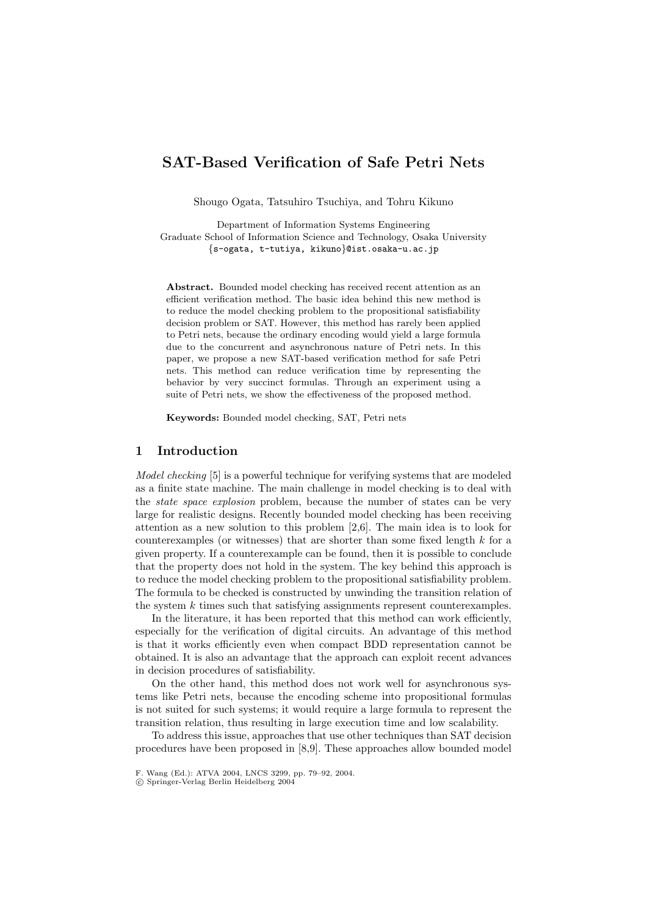# SAT-Based Verification of Safe Petri Nets

Shougo Ogata, Tatsuhiro Tsuchiya, and Tohru Kikuno

Department of Information Systems Engineering
Graduate School of Information Science and Technology, Osaka University
{s-ogata, t-tutiya, kikuno}@ist.osaka-u.ac.jp

**Abstract.** Bounded model checking has received recent attention as an efficient verification method. The basic idea behind this new method is to reduce the model checking problem to the propositional satisfiability decision problem or SAT. However, this method has rarely been applied to Petri nets, because the ordinary encoding would yield a large formula due to the concurrent and asynchronous nature of Petri nets. In this paper, we propose a new SAT-based verification method for safe Petri nets. This method can reduce verification time by representing the behavior by very succinct formulas. Through an experiment using a suite of Petri nets, we show the effectiveness of the proposed method.

**Keywords:** Bounded model checking, SAT, Petri nets

## 1 Introduction

*Model checking* [5] is a powerful technique for verifying systems that are modeled as a finite state machine. The main challenge in model checking is to deal with the *state space explosion* problem, because the number of states can be very large for realistic designs. Recently bounded model checking has been receiving attention as a new solution to this problem [2,6]. The main idea is to look for counterexamples (or witnesses) that are shorter than some fixed length $k$ for a given property. If a counterexample can be found, then it is possible to conclude that the property does not hold in the system. The key behind this approach is to reduce the model checking problem to the propositional satisfiability problem. The formula to be checked is constructed by unwinding the transition relation of the system $k$ times such that satisfying assignments represent counterexamples.

In the literature, it has been reported that this method can work efficiently, especially for the verification of digital circuits. An advantage of this method is that it works efficiently even when compact BDD representation cannot be obtained. It is also an advantage that the approach can exploit recent advances in decision procedures of satisfiability.

On the other hand, this method does not work well for asynchronous systems like Petri nets, because the encoding scheme into propositional formulas is not suited for such systems; it would require a large formula to represent the transition relation, thus resulting in large execution time and low scalability.

To address this issue, approaches that use other techniques than SAT decision procedures have been proposed in [8,9]. These approaches allow bounded model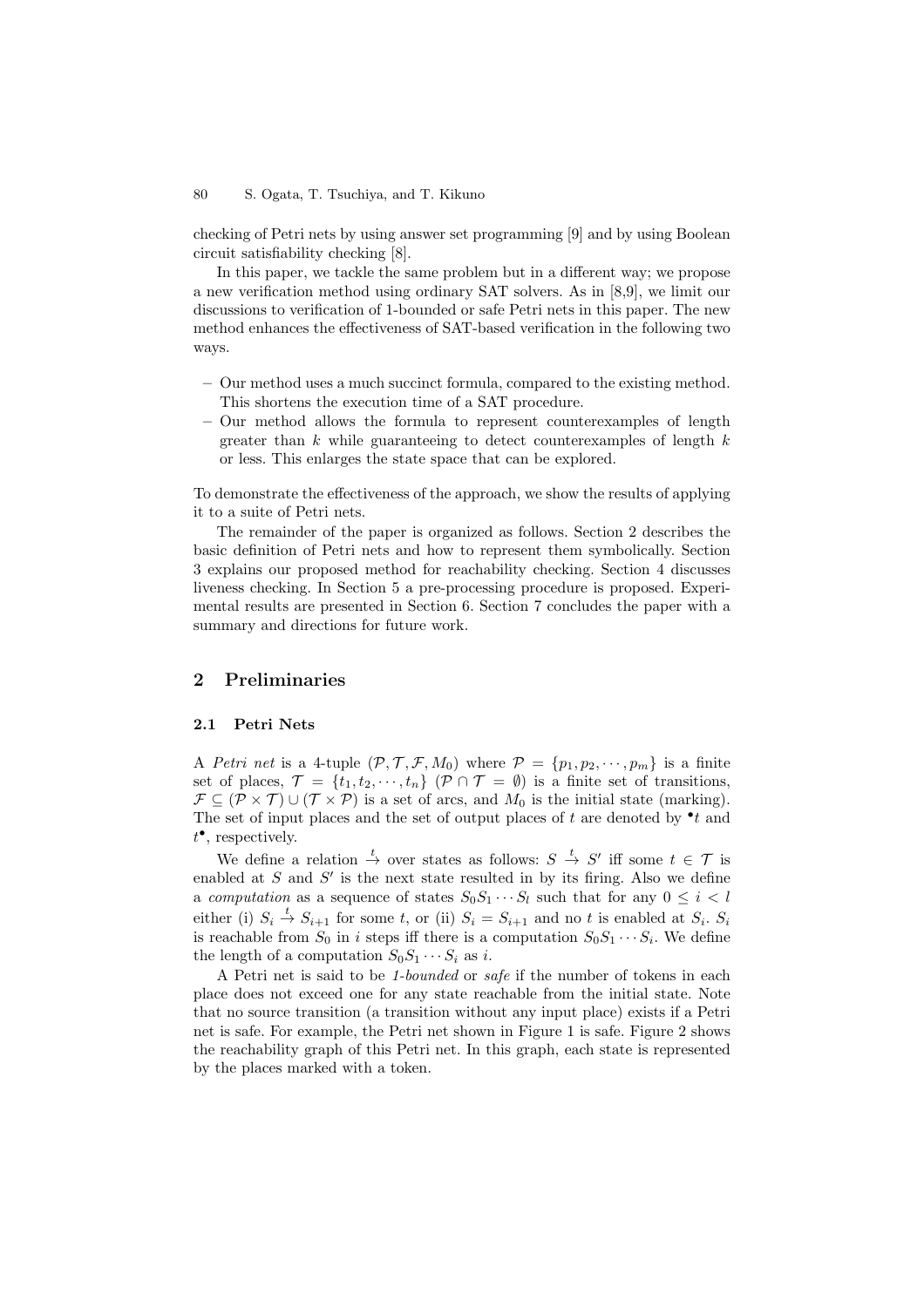checking of Petri nets by using answer set programming [9] and by using Boolean circuit satisfiability checking [8].

In this paper, we tackle the same problem but in a different way; we propose a new verification method using ordinary SAT solvers. As in [8,9], we limit our discussions to verification of 1-bounded or safe Petri nets in this paper. The new method enhances the effectiveness of SAT-based verification in the following two ways.

- Our method uses a much succinct formula, compared to the existing method. This shortens the execution time of a SAT procedure.
- Our method allows the formula to represent counterexamples of length greater than $k$ while guaranteeing to detect counterexamples of length $k$ or less. This enlarges the state space that can be explored.

To demonstrate the effectiveness of the approach, we show the results of applying it to a suite of Petri nets.

The remainder of the paper is organized as follows. Section 2 describes the basic definition of Petri nets and how to represent them symbolically. Section 3 explains our proposed method for reachability checking. Section 4 discusses liveness checking. In Section 5 a pre-processing procedure is proposed. Experimental results are presented in Section 6. Section 7 concludes the paper with a summary and directions for future work.

## 2 Preliminaries

### 2.1 Petri Nets

A *Petri net* is a 4-tuple $(\mathcal{P}, \mathcal{T}, \mathcal{F}, M_0)$ where $\mathcal{P} = \{p_1, p_2, \cdots, p_m\}$ is a finite set of places, $\mathcal{T} = \{t_1, t_2, \cdots, t_n\}$ $(\mathcal{P} \cap \mathcal{T} = \emptyset)$ is a finite set of transitions, $\mathcal{F} \subseteq (\mathcal{P} \times \mathcal{T}) \cup (\mathcal{T} \times \mathcal{P})$ is a set of arcs, and $M_0$ is the initial state (marking). The set of input places and the set of output places of $t$ are denoted by ${}^\bullet t$ and $t^\bullet$, respectively.

We define a relation $\xrightarrow{t}$ over states as follows: $S \xrightarrow{t} S'$ iff some $t \in \mathcal{T}$ is enabled at $S$ and $S'$ is the next state resulted in by its firing. Also we define a *computation* as a sequence of states $S_0 S_1 \cdots S_l$ such that for any $0 \leq i < l$ either (i) $S_i \xrightarrow{t} S_{i+1}$ for some $t$, or (ii) $S_i = S_{i+1}$ and no $t$ is enabled at $S_i$. $S_i$ is reachable from $S_0$ in $i$ steps iff there is a computation $S_0 S_1 \cdots S_i$. We define the length of a computation $S_0 S_1 \cdots S_i$ as $i$.

A Petri net is said to be *1-bounded* or *safe* if the number of tokens in each place does not exceed one for any state reachable from the initial state. Note that no source transition (a transition without any input place) exists if a Petri net is safe. For example, the Petri net shown in Figure 1 is safe. Figure 2 shows the reachability graph of this Petri net. In this graph, each state is represented by the places marked with a token.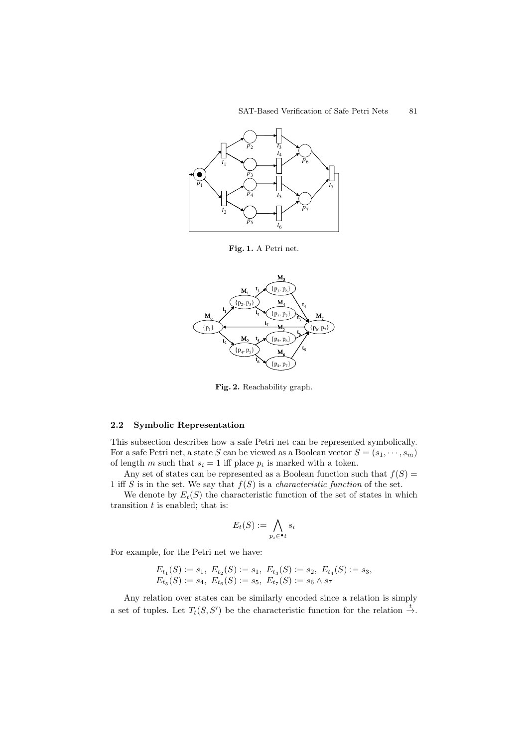Fig. 1. A Petri net.

Fig. 2. Reachability graph.

### 2.2 Symbolic Representation

This subsection describes how a safe Petri net can be represented symbolically. For a safe Petri net, a state $S$ can be viewed as a Boolean vector $S = (s_1, \cdots, s_m)$ of length $m$ such that $s_i = 1$ iff place $p_i$ is marked with a token.

Any set of states can be represented as a Boolean function such that $f(S) = 1$ iff $S$ is in the set. We say that $f(S)$ is a *characteristic function* of the set.

We denote by $E_t(S)$ the characteristic function of the set of states in which transition $t$ is enabled; that is:

$$E_t(S) := \bigwedge_{p_i \in {}^\bullet t} s_i$$

For example, for the Petri net we have:

$$E_{t_1}(S) := s_1,\ E_{t_2}(S) := s_1,\ E_{t_3}(S) := s_2,\ E_{t_4}(S) := s_3,$$
$$E_{t_5}(S) := s_4,\ E_{t_6}(S) := s_5,\ E_{t_7}(S) := s_6 \wedge s_7$$

Any relation over states can be similarly encoded since a relation is simply a set of tuples. Let $T_t(S, S')$ be the characteristic function for the relation $\xrightarrow{t}$.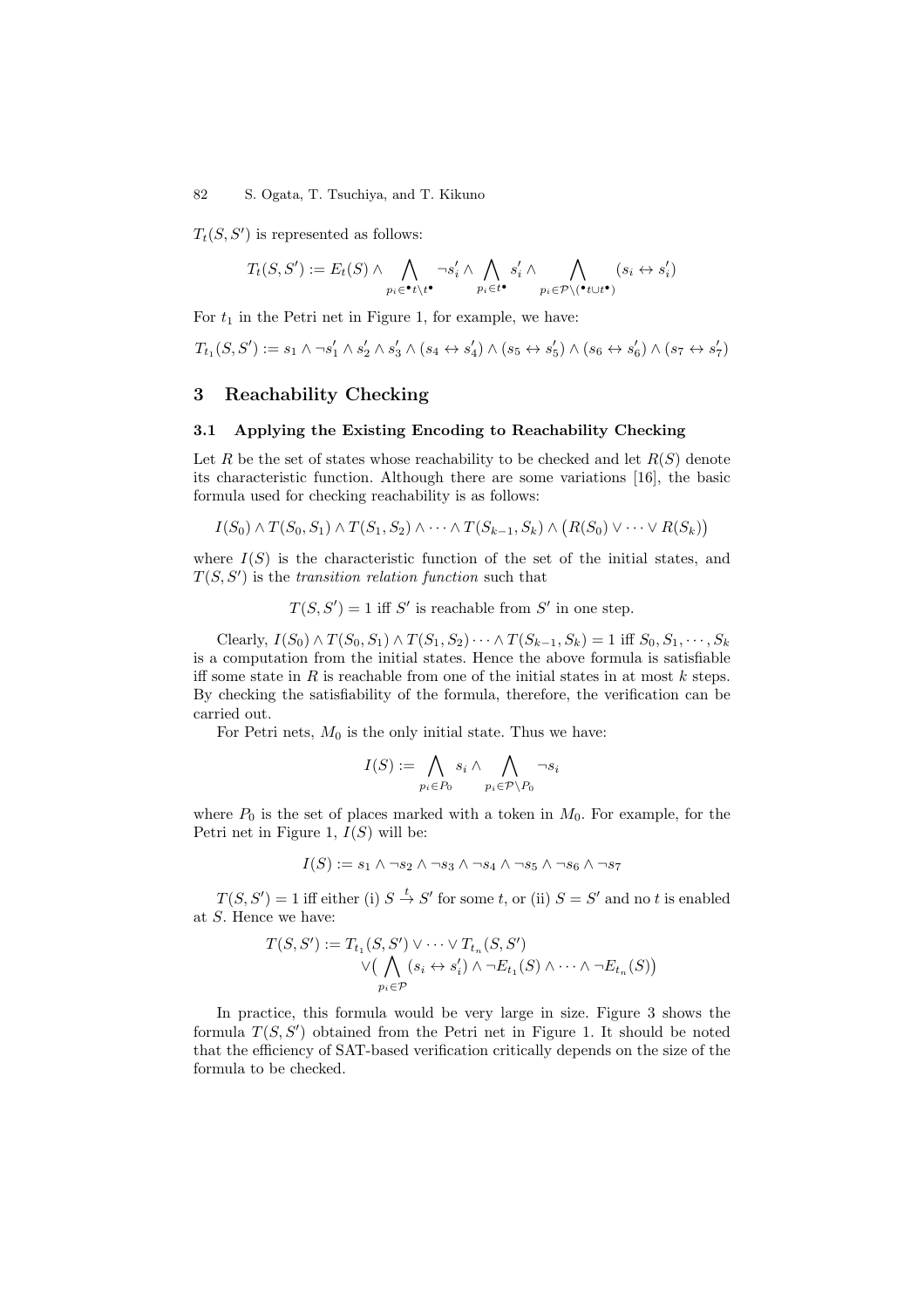$T_t(S, S')$ is represented as follows:

$$T_t(S, S') := E_t(S) \wedge \bigwedge_{p_i \in {}^\bullet t \setminus t^\bullet} \neg s'_i \wedge \bigwedge_{p_i \in t^\bullet} s'_i \wedge \bigwedge_{p_i \in \mathcal{P} \setminus ({}^\bullet t \cup t^\bullet)} (s_i \leftrightarrow s'_i)$$

For $t_1$ in the Petri net in Figure 1, for example, we have:

$$T_{t_1}(S, S') := s_1 \wedge \neg s'_1 \wedge s'_2 \wedge s'_3 \wedge (s_4 \leftrightarrow s'_4) \wedge (s_5 \leftrightarrow s'_5) \wedge (s_6 \leftrightarrow s'_6) \wedge (s_7 \leftrightarrow s'_7)$$

## 3 Reachability Checking

### 3.1 Applying the Existing Encoding to Reachability Checking

Let $R$ be the set of states whose reachability to be checked and let $R(S)$ denote its characteristic function. Although there are some variations [16], the basic formula used for checking reachability is as follows:

$$I(S_0) \wedge T(S_0, S_1) \wedge T(S_1, S_2) \wedge \cdots \wedge T(S_{k-1}, S_k) \wedge \big(R(S_0) \vee \cdots \vee R(S_k)\big)$$

where $I(S)$ is the characteristic function of the set of the initial states, and $T(S, S')$ is the *transition relation function* such that

$$T(S, S') = 1 \text{ iff } S' \text{ is reachable from } S' \text{ in one step.}$$

Clearly, $I(S_0) \wedge T(S_0, S_1) \wedge T(S_1, S_2) \cdots \wedge T(S_{k-1}, S_k) = 1$ iff $S_0, S_1, \cdots, S_k$ is a computation from the initial states. Hence the above formula is satisfiable iff some state in $R$ is reachable from one of the initial states in at most $k$ steps. By checking the satisfiability of the formula, therefore, the verification can be carried out.

For Petri nets, $M_0$ is the only initial state. Thus we have:

$$I(S) := \bigwedge_{p_i \in P_0} s_i \wedge \bigwedge_{p_i \in \mathcal{P} \setminus P_0} \neg s_i$$

where $P_0$ is the set of places marked with a token in $M_0$. For example, for the Petri net in Figure 1, $I(S)$ will be:

$$I(S) := s_1 \wedge \neg s_2 \wedge \neg s_3 \wedge \neg s_4 \wedge \neg s_5 \wedge \neg s_6 \wedge \neg s_7$$

$T(S, S') = 1$ iff either (i) $S \xrightarrow{t} S'$ for some $t$, or (ii) $S = S'$ and no $t$ is enabled at $S$. Hence we have:

$$\begin{aligned} T(S, S') := &\, T_{t_1}(S, S') \vee \cdots \vee T_{t_n}(S, S') \\ &\vee \big( \bigwedge_{p_i \in \mathcal{P}} (s_i \leftrightarrow s'_i) \wedge \neg E_{t_1}(S) \wedge \cdots \wedge \neg E_{t_n}(S) \big) \end{aligned}$$

In practice, this formula would be very large in size. Figure 3 shows the formula $T(S, S')$ obtained from the Petri net in Figure 1. It should be noted that the efficiency of SAT-based verification critically depends on the size of the formula to be checked.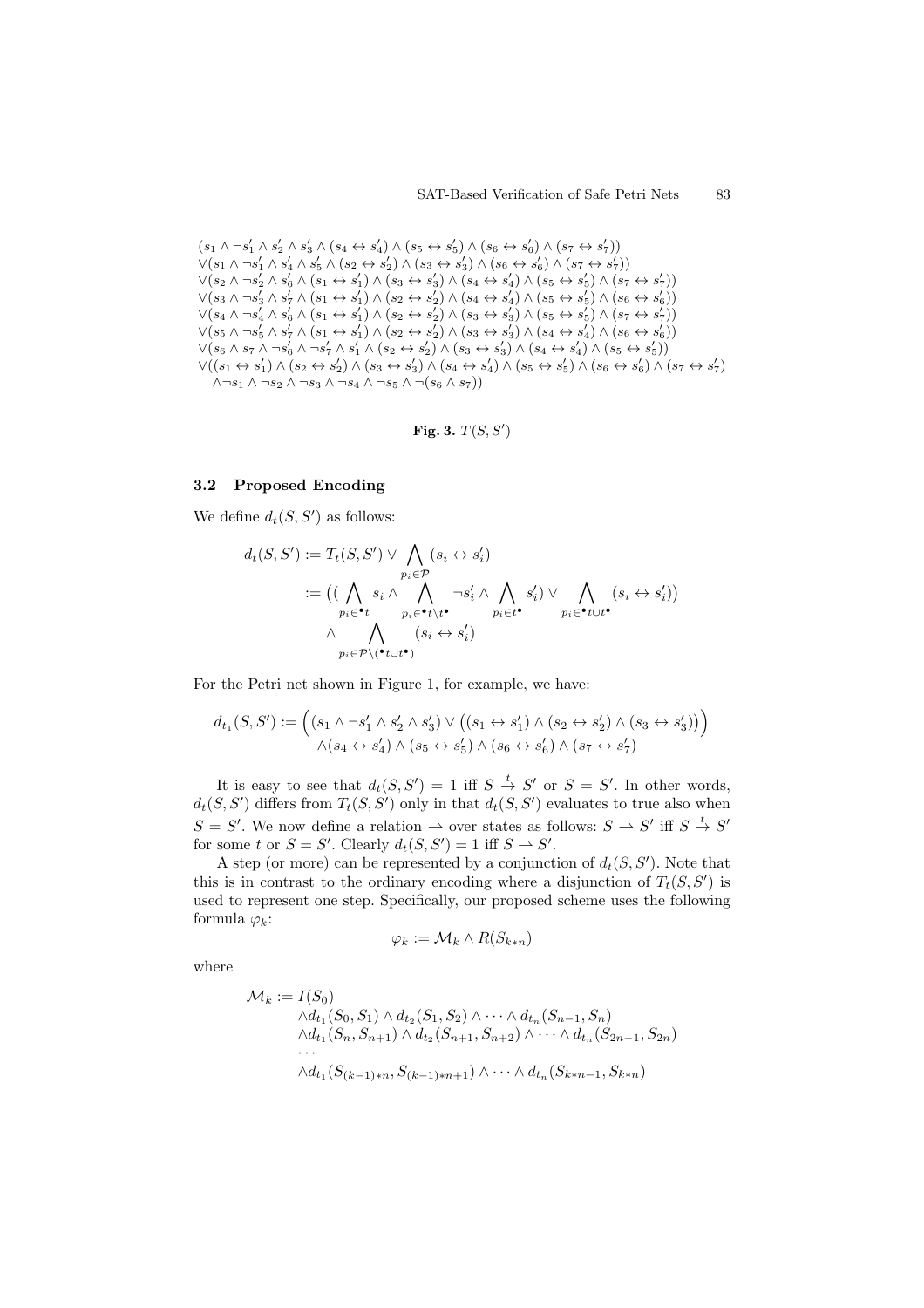$$
\begin{aligned}
&(s_1 \wedge \neg s'_1 \wedge s'_2 \wedge s'_3 \wedge (s_4 \leftrightarrow s'_4) \wedge (s_5 \leftrightarrow s'_5) \wedge (s_6 \leftrightarrow s'_6) \wedge (s_7 \leftrightarrow s'_7)) \\
&\vee (s_1 \wedge \neg s'_1 \wedge s'_4 \wedge s'_5 \wedge (s_2 \leftrightarrow s'_2) \wedge (s_3 \leftrightarrow s'_3) \wedge (s_6 \leftrightarrow s'_6) \wedge (s_7 \leftrightarrow s'_7)) \\
&\vee (s_2 \wedge \neg s'_2 \wedge s'_6 \wedge (s_1 \leftrightarrow s'_1) \wedge (s_3 \leftrightarrow s'_3) \wedge (s_4 \leftrightarrow s'_4) \wedge (s_5 \leftrightarrow s'_5) \wedge (s_7 \leftrightarrow s'_7)) \\
&\vee (s_3 \wedge \neg s'_3 \wedge s'_7 \wedge (s_1 \leftrightarrow s'_1) \wedge (s_2 \leftrightarrow s'_2) \wedge (s_4 \leftrightarrow s'_4) \wedge (s_5 \leftrightarrow s'_5) \wedge (s_6 \leftrightarrow s'_6)) \\
&\vee (s_4 \wedge \neg s'_4 \wedge s'_6 \wedge (s_1 \leftrightarrow s'_1) \wedge (s_2 \leftrightarrow s'_2) \wedge (s_3 \leftrightarrow s'_3) \wedge (s_5 \leftrightarrow s'_5) \wedge (s_7 \leftrightarrow s'_7)) \\
&\vee (s_5 \wedge \neg s'_5 \wedge s'_7 \wedge (s_1 \leftrightarrow s'_1) \wedge (s_2 \leftrightarrow s'_2) \wedge (s_3 \leftrightarrow s'_3) \wedge (s_4 \leftrightarrow s'_4) \wedge (s_6 \leftrightarrow s'_6)) \\
&\vee (s_6 \wedge s_7 \wedge \neg s'_6 \wedge \neg s'_7 \wedge s'_1 \wedge (s_2 \leftrightarrow s'_2) \wedge (s_3 \leftrightarrow s'_3) \wedge (s_4 \leftrightarrow s'_4) \wedge (s_5 \leftrightarrow s'_5)) \\
&\vee ((s_1 \leftrightarrow s'_1) \wedge (s_2 \leftrightarrow s'_2) \wedge (s_3 \leftrightarrow s'_3) \wedge (s_4 \leftrightarrow s'_4) \wedge (s_5 \leftrightarrow s'_5) \wedge (s_6 \leftrightarrow s'_6) \wedge (s_7 \leftrightarrow s'_7) \\
&\quad \wedge \neg s_1 \wedge \neg s_2 \wedge \neg s_3 \wedge \neg s_4 \wedge \neg s_5 \wedge \neg (s_6 \wedge s_7))
\end{aligned}
$$

**Fig. 3.** $T(S, S')$

### 3.2 Proposed Encoding

We define $d_t(S, S')$ as follows:

$$
\begin{aligned}
d_t(S, S') &:= T_t(S, S') \vee \bigwedge_{p_i \in \mathcal{P}} (s_i \leftrightarrow s'_i) \\
&:= \big( ( \bigwedge_{p_i \in {}^\bullet t} s_i \wedge \bigwedge_{p_i \in {}^\bullet t \setminus t^\bullet} \neg s'_i \wedge \bigwedge_{p_i \in t^\bullet} s'_i ) \vee \bigwedge_{p_i \in {}^\bullet t \cup t^\bullet} (s_i \leftrightarrow s'_i) \big) \\
&\quad \wedge \bigwedge_{p_i \in \mathcal{P} \setminus ({}^\bullet t \cup t^\bullet)} (s_i \leftrightarrow s'_i)
\end{aligned}
$$

For the Petri net shown in Figure 1, for example, we have:

$$
\begin{aligned}
d_{t_1}(S, S') := \Big( &(s_1 \wedge \neg s'_1 \wedge s'_2 \wedge s'_3) \vee \big( (s_1 \leftrightarrow s'_1) \wedge (s_2 \leftrightarrow s'_2) \wedge (s_3 \leftrightarrow s'_3) \big) \Big) \\
&\wedge (s_4 \leftrightarrow s'_4) \wedge (s_5 \leftrightarrow s'_5) \wedge (s_6 \leftrightarrow s'_6) \wedge (s_7 \leftrightarrow s'_7)
\end{aligned}
$$

It is easy to see that $d_t(S, S') = 1$ iff $S \xrightarrow{t} S'$ or $S = S'$. In other words, $d_t(S, S')$ differs from $T_t(S, S')$ only in that $d_t(S, S')$ evaluates to true also when $S = S'$. We now define a relation $\rightharpoonup$ over states as follows: $S \rightharpoonup S'$ iff $S \xrightarrow{t} S'$ for some $t$ or $S = S'$. Clearly $d_t(S, S') = 1$ iff $S \rightharpoonup S'$.

A step (or more) can be represented by a conjunction of $d_t(S, S')$. Note that this is in contrast to the ordinary encoding where a disjunction of $T_t(S, S')$ is used to represent one step. Specifically, our proposed scheme uses the following formula $\varphi_k$:

$$
\varphi_k := \mathcal{M}_k \wedge R(S_{k*n})
$$

where

$$
\begin{aligned}
\mathcal{M}_k := &\, I(S_0) \\
&\wedge d_{t_1}(S_0, S_1) \wedge d_{t_2}(S_1, S_2) \wedge \cdots \wedge d_{t_n}(S_{n-1}, S_n) \\
&\wedge d_{t_1}(S_n, S_{n+1}) \wedge d_{t_2}(S_{n+1}, S_{n+2}) \wedge \cdots \wedge d_{t_n}(S_{2n-1}, S_{2n}) \\
&\cdots \\
&\wedge d_{t_1}(S_{(k-1)*n}, S_{(k-1)*n+1}) \wedge \cdots \wedge d_{t_n}(S_{k*n-1}, S_{k*n})
\end{aligned}
$$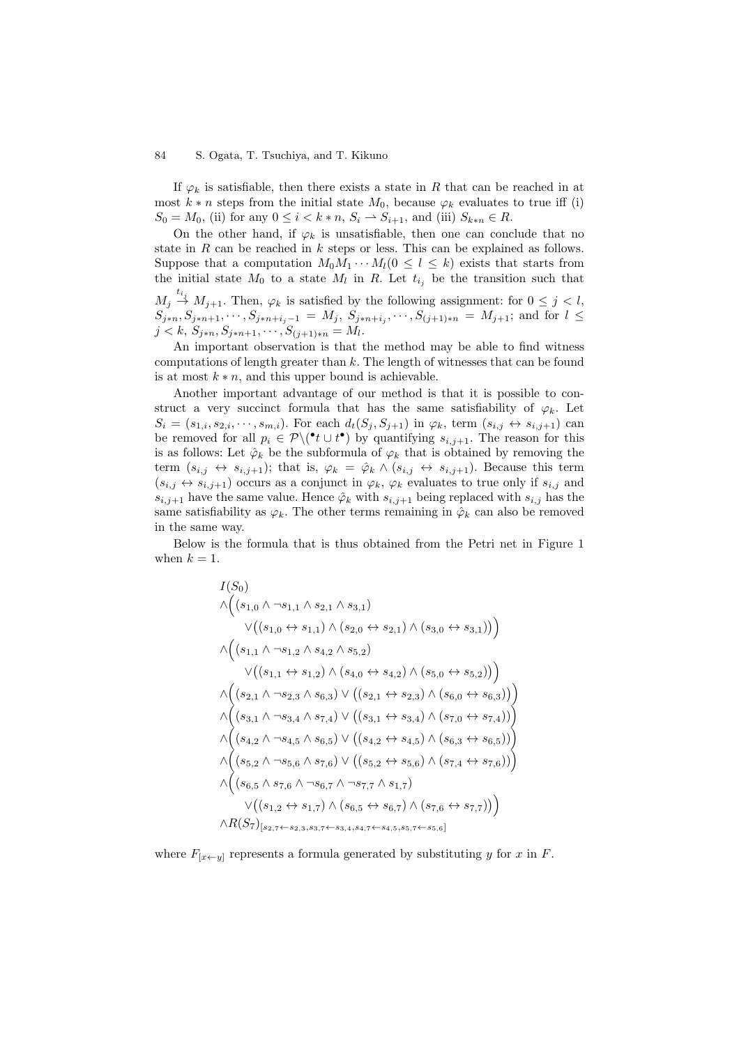If $\varphi_k$ is satisfiable, then there exists a state in $R$ that can be reached in at most $k * n$ steps from the initial state $M_0$, because $\varphi_k$ evaluates to true iff (i) $S_0 = M_0$, (ii) for any $0 \le i < k * n$, $S_i \rightharpoonup S_{i+1}$, and (iii) $S_{k*n} \in R$.

On the other hand, if $\varphi_k$ is unsatisfiable, then one can conclude that no state in $R$ can be reached in $k$ steps or less. This can be explained as follows. Suppose that a computation $M_0 M_1 \cdots M_l (0 \le l \le k)$ exists that starts from the initial state $M_0$ to a state $M_l$ in $R$. Let $t_{i_j}$ be the transition such that $M_j \xrightarrow{t_{i_j}} M_{j+1}$. Then, $\varphi_k$ is satisfied by the following assignment: for $0 \le j < l$, $S_{j*n}, S_{j*n+1}, \cdots, S_{j*n+i_j-1} = M_j$, $S_{j*n+i_j}, \cdots, S_{(j+1)*n} = M_{j+1}$; and for $l \le j < k$, $S_{j*n}, S_{j*n+1}, \cdots, S_{(j+1)*n} = M_l$.

An important observation is that the method may be able to find witness computations of length greater than $k$. The length of witnesses that can be found is at most $k * n$, and this upper bound is achievable.

Another important advantage of our method is that it is possible to construct a very succinct formula that has the same satisfiability of $\varphi_k$. Let $S_i = (s_{1,i}, s_{2,i}, \cdots, s_{m,i})$. For each $d_t(S_j, S_{j+1})$ in $\varphi_k$, term $(s_{i,j} \leftrightarrow s_{i,j+1})$ can be removed for all $p_i \in \mathcal{P} \backslash ({}^\bullet t \cup t^\bullet)$ by quantifying $s_{i,j+1}$. The reason for this is as follows: Let $\hat{\varphi}_k$ be the subformula of $\varphi_k$ that is obtained by removing the term $(s_{i,j} \leftrightarrow s_{i,j+1})$; that is, $\varphi_k = \hat{\varphi}_k \wedge (s_{i,j} \leftrightarrow s_{i,j+1})$. Because this term $(s_{i,j} \leftrightarrow s_{i,j+1})$ occurs as a conjunct in $\varphi_k$, $\varphi_k$ evaluates to true only if $s_{i,j}$ and $s_{i,j+1}$ have the same value. Hence $\hat{\varphi}_k$ with $s_{i,j+1}$ being replaced with $s_{i,j}$ has the same satisfiability as $\varphi_k$. The other terms remaining in $\hat{\varphi}_k$ can also be removed in the same way.

Below is the formula that is thus obtained from the Petri net in Figure 1 when $k = 1$.

$$
\begin{aligned}
& I(S_0) \\
& \wedge\Big( (s_{1,0} \wedge \neg s_{1,1} \wedge s_{2,1} \wedge s_{3,1}) \\
& \qquad \vee \big( (s_{1,0} \leftrightarrow s_{1,1}) \wedge (s_{2,0} \leftrightarrow s_{2,1}) \wedge (s_{3,0} \leftrightarrow s_{3,1}) \big) \Big) \\
& \wedge\Big( (s_{1,1} \wedge \neg s_{1,2} \wedge s_{4,2} \wedge s_{5,2}) \\
& \qquad \vee \big( (s_{1,1} \leftrightarrow s_{1,2}) \wedge (s_{4,0} \leftrightarrow s_{4,2}) \wedge (s_{5,0} \leftrightarrow s_{5,2}) \big) \Big) \\
& \wedge\Big( (s_{2,1} \wedge \neg s_{2,3} \wedge s_{6,3}) \vee \big( (s_{2,1} \leftrightarrow s_{2,3}) \wedge (s_{6,0} \leftrightarrow s_{6,3}) \big) \Big) \\
& \wedge\Big( (s_{3,1} \wedge \neg s_{3,4} \wedge s_{7,4}) \vee \big( (s_{3,1} \leftrightarrow s_{3,4}) \wedge (s_{7,0} \leftrightarrow s_{7,4}) \big) \Big) \\
& \wedge\Big( (s_{4,2} \wedge \neg s_{4,5} \wedge s_{6,5}) \vee \big( (s_{4,2} \leftrightarrow s_{4,5}) \wedge (s_{6,3} \leftrightarrow s_{6,5}) \big) \Big) \\
& \wedge\Big( (s_{5,2} \wedge \neg s_{5,6} \wedge s_{7,6}) \vee \big( (s_{5,2} \leftrightarrow s_{5,6}) \wedge (s_{7,4} \leftrightarrow s_{7,6}) \big) \Big) \\
& \wedge\Big( (s_{6,5} \wedge s_{7,6} \wedge \neg s_{6,7} \wedge \neg s_{7,7} \wedge s_{1,7}) \\
& \qquad \vee \big( (s_{1,2} \leftrightarrow s_{1,7}) \wedge (s_{6,5} \leftrightarrow s_{6,7}) \wedge (s_{7,6} \leftrightarrow s_{7,7}) \big) \Big) \\
& \wedge R(S_7)_{[s_{2,7} \leftarrow s_{2,3}, s_{3,7} \leftarrow s_{3,4}, s_{4,7} \leftarrow s_{4,5}, s_{5,7} \leftarrow s_{5,6}]}
\end{aligned}
$$

where $F_{[x \leftarrow y]}$ represents a formula generated by substituting $y$ for $x$ in $F$.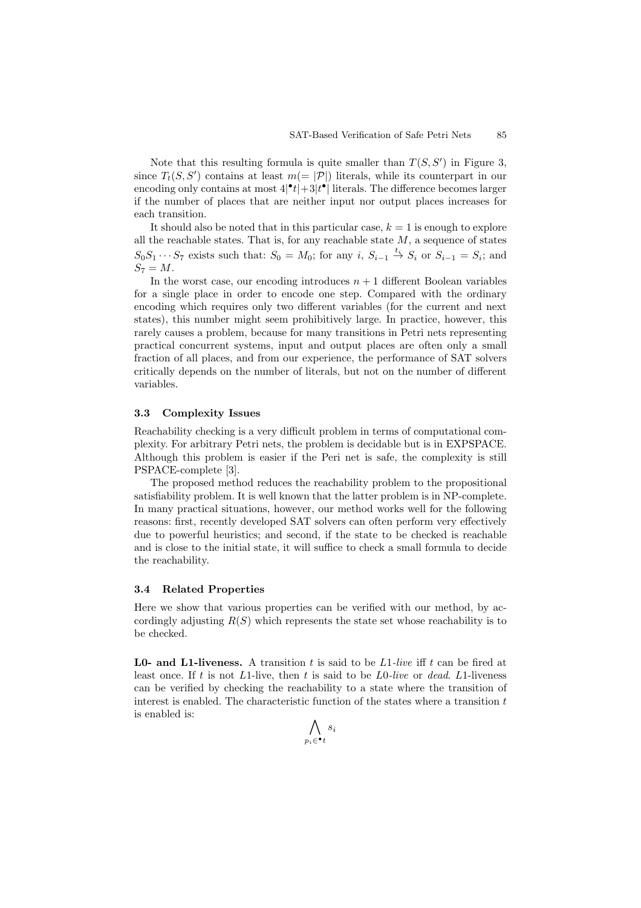Note that this resulting formula is quite smaller than $T(S, S')$ in Figure 3, since $T_t(S, S')$ contains at least $m(= |\mathcal{P}|)$ literals, while its counterpart in our encoding only contains at most $4|{}^\bullet t| + 3|t^\bullet|$ literals. The difference becomes larger if the number of places that are neither input nor output places increases for each transition.

It should also be noted that in this particular case, $k = 1$ is enough to explore all the reachable states. That is, for any reachable state $M$, a sequence of states $S_0 S_1 \cdots S_7$ exists such that: $S_0 = M_0$; for any $i$, $S_{i-1} \xrightarrow{t_i} S_i$ or $S_{i-1} = S_i$; and $S_7 = M$.

In the worst case, our encoding introduces $n + 1$ different Boolean variables for a single place in order to encode one step. Compared with the ordinary encoding which requires only two different variables (for the current and next states), this number might seem prohibitively large. In practice, however, this rarely causes a problem, because for many transitions in Petri nets representing practical concurrent systems, input and output places are often only a small fraction of all places, and from our experience, the performance of SAT solvers critically depends on the number of literals, but not on the number of different variables.

### 3.3 Complexity Issues

Reachability checking is a very difficult problem in terms of computational complexity. For arbitrary Petri nets, the problem is decidable but is in EXPSPACE. Although this problem is easier if the Peri net is safe, the complexity is still PSPACE-complete [3].

The proposed method reduces the reachability problem to the propositional satisfiability problem. It is well known that the latter problem is in NP-complete. In many practical situations, however, our method works well for the following reasons: first, recently developed SAT solvers can often perform very effectively due to powerful heuristics; and second, if the state to be checked is reachable and is close to the initial state, it will suffice to check a small formula to decide the reachability.

### 3.4 Related Properties

Here we show that various properties can be verified with our method, by accordingly adjusting $R(S)$ which represents the state set whose reachability is to be checked.

**L0- and L1-liveness.** A transition $t$ is said to be *L*1*-live* iff $t$ can be fired at least once. If $t$ is not $L1$-live, then $t$ is said to be *L*0*-live* or *dead*. $L1$-liveness can be verified by checking the reachability to a state where the transition of interest is enabled. The characteristic function of the states where a transition $t$ is enabled is:

$$\bigwedge_{p_i \in {}^\bullet t} s_i$$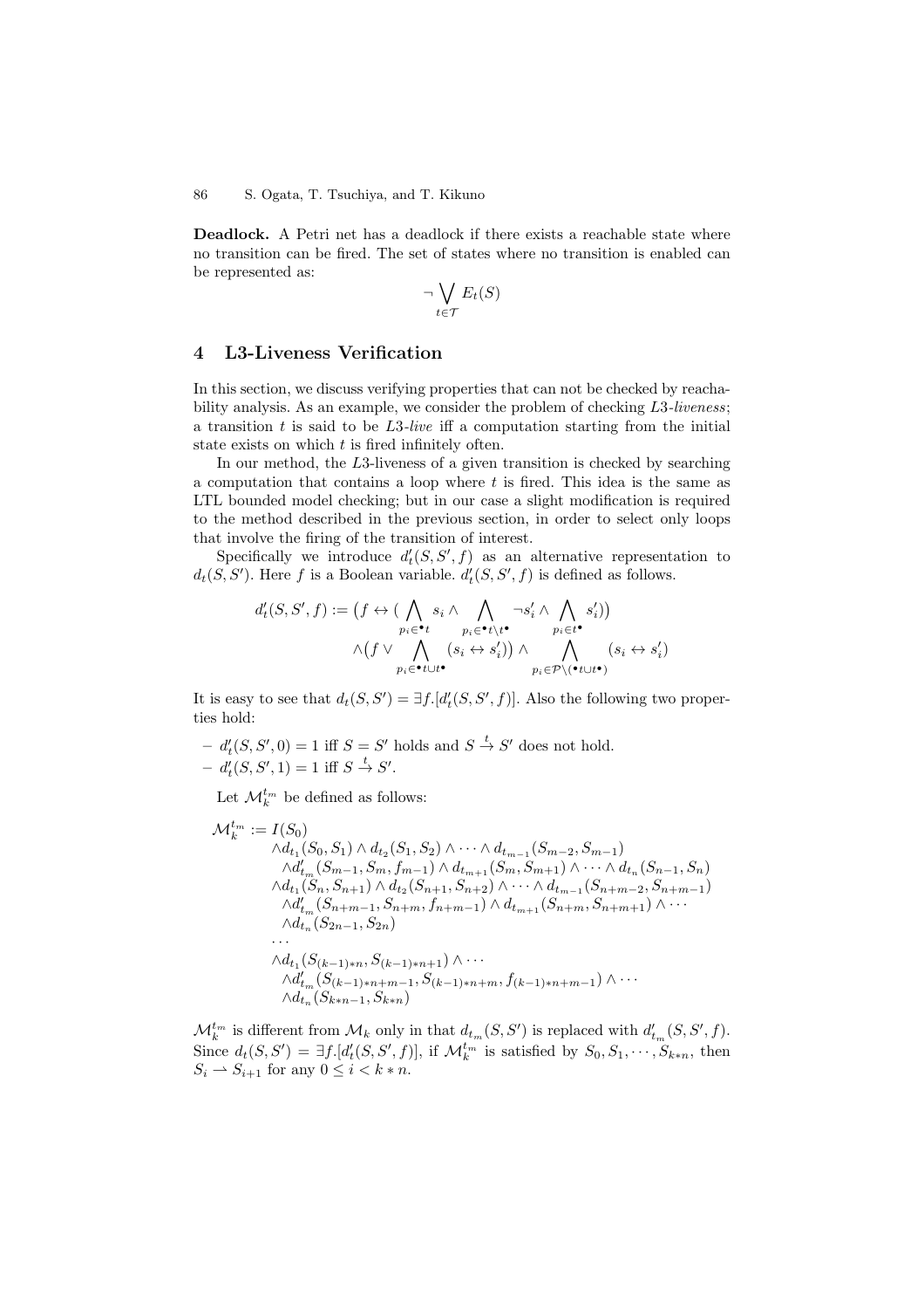**Deadlock.** A Petri net has a deadlock if there exists a reachable state where no transition can be fired. The set of states where no transition is enabled can be represented as:

$$\neg \bigvee_{t \in \mathcal{T}} E_t(S)$$

## 4 L3-Liveness Verification

In this section, we discuss verifying properties that can not be checked by reachability analysis. As an example, we consider the problem of checking *L*3*-liveness*; a transition $t$ is said to be *L*3*-live* iff a computation starting from the initial state exists on which $t$ is fired infinitely often.

In our method, the $L3$-liveness of a given transition is checked by searching a computation that contains a loop where $t$ is fired. This idea is the same as LTL bounded model checking; but in our case a slight modification is required to the method described in the previous section, in order to select only loops that involve the firing of the transition of interest.

Specifically we introduce $d'_t(S, S', f)$ as an alternative representation to $d_t(S, S')$. Here $f$ is a Boolean variable. $d'_t(S, S', f)$ is defined as follows.

$$\begin{aligned} d'_t(S, S', f) := \big(f \leftrightarrow (\bigwedge_{p_i \in {}^\bullet t} s_i \wedge \bigwedge_{p_i \in {}^\bullet t \setminus t^\bullet} \neg s'_i \wedge \bigwedge_{p_i \in t^\bullet} s'_i)\big) \\ \wedge \big(f \vee \bigwedge_{p_i \in {}^\bullet t \cup t^\bullet} (s_i \leftrightarrow s'_i)\big) \wedge \bigwedge_{p_i \in \mathcal{P} \setminus ({}^\bullet t \cup t^\bullet)} (s_i \leftrightarrow s'_i) \end{aligned}$$

It is easy to see that $d_t(S, S') = \exists f.[d'_t(S, S', f)]$. Also the following two properties hold:

- $d'_t(S, S', 0) = 1$ iff $S = S'$ holds and $S \xrightarrow{t} S'$ does not hold.
- $d'_t(S, S', 1) = 1$ iff $S \xrightarrow{t} S'$.

Let $\mathcal{M}_k^{t_m}$ be defined as follows:

$$\begin{aligned} \mathcal{M}_k^{t_m} := {} & I(S_0) \\ & \wedge d_{t_1}(S_0, S_1) \wedge d_{t_2}(S_1, S_2) \wedge \cdots \wedge d_{t_{m-1}}(S_{m-2}, S_{m-1}) \\ & \quad \wedge d'_{t_m}(S_{m-1}, S_m, f_{m-1}) \wedge d_{t_{m+1}}(S_m, S_{m+1}) \wedge \cdots \wedge d_{t_n}(S_{n-1}, S_n) \\ & \wedge d_{t_1}(S_n, S_{n+1}) \wedge d_{t_2}(S_{n+1}, S_{n+2}) \wedge \cdots \wedge d_{t_{m-1}}(S_{n+m-2}, S_{n+m-1}) \\ & \quad \wedge d'_{t_m}(S_{n+m-1}, S_{n+m}, f_{n+m-1}) \wedge d_{t_{m+1}}(S_{n+m}, S_{n+m+1}) \wedge \cdots \\ & \quad \wedge d_{t_n}(S_{2n-1}, S_{2n}) \\ & \cdots \\ & \wedge d_{t_1}(S_{(k-1)*n}, S_{(k-1)*n+1}) \wedge \cdots \\ & \quad \wedge d'_{t_m}(S_{(k-1)*n+m-1}, S_{(k-1)*n+m}, f_{(k-1)*n+m-1}) \wedge \cdots \\ & \quad \wedge d_{t_n}(S_{k*n-1}, S_{k*n}) \end{aligned}$$

$\mathcal{M}_k^{t_m}$ is different from $\mathcal{M}_k$ only in that $d_{t_m}(S, S')$ is replaced with $d'_{t_m}(S, S', f)$. Since $d_t(S, S') = \exists f.[d'_t(S, S', f)]$, if $\mathcal{M}_k^{t_m}$ is satisfied by $S_0, S_1, \cdots, S_{k*n}$, then $S_i \rightharpoonup S_{i+1}$ for any $0 \leq i < k * n$.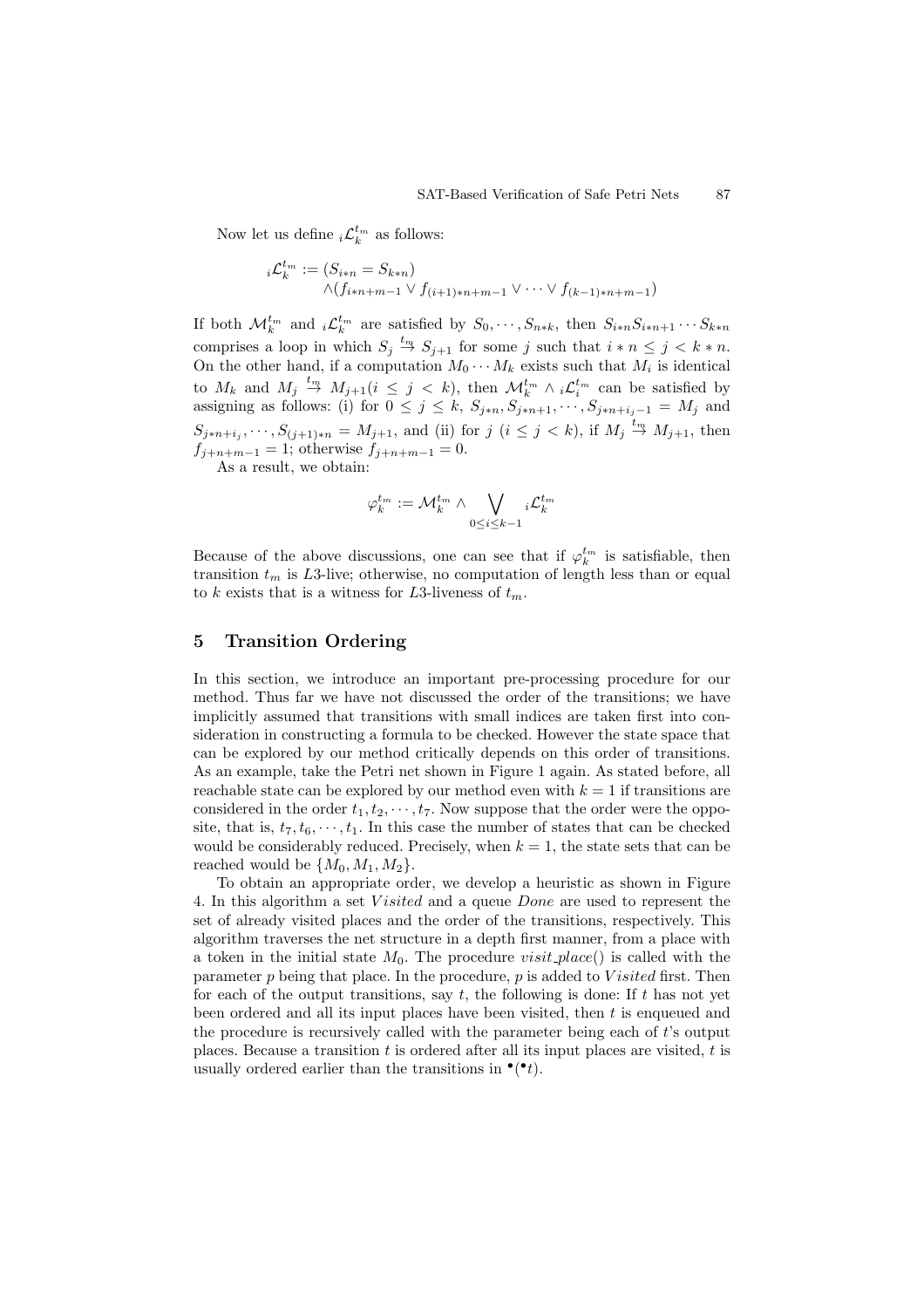Now let us define ${}_i\mathcal{L}_k^{t_m}$ as follows:

$$
\begin{aligned}
{}_i\mathcal{L}_k^{t_m} := & (S_{i*n} = S_{k*n}) \\
& \wedge (f_{i*n+m-1} \vee f_{(i+1)*n+m-1} \vee \cdots \vee f_{(k-1)*n+m-1})
\end{aligned}
$$

If both $\mathcal{M}_k^{t_m}$ and ${}_i\mathcal{L}_k^{t_m}$ are satisfied by $S_0, \cdots, S_{n*k}$, then $S_{i*n}S_{i*n+1}\cdots S_{k*n}$ comprises a loop in which $S_j \stackrel{t_m}{\to} S_{j+1}$ for some $j$ such that $i*n \leq j < k*n$. On the other hand, if a computation $M_0 \cdots M_k$ exists such that $M_i$ is identical to $M_k$ and $M_j \stackrel{t_m}{\to} M_{j+1} (i \leq j < k)$, then $\mathcal{M}_k^{t_m} \wedge {}_i\mathcal{L}_i^{t_m}$ can be satisfied by assigning as follows: (i) for $0 \leq j \leq k$, $S_{j*n}, S_{j*n+1}, \cdots, S_{j*n+i_j-1} = M_j$ and $S_{j*n+i_j}, \cdots, S_{(j+1)*n} = M_{j+1}$, and (ii) for $j$ $(i \leq j < k)$, if $M_j \stackrel{t_m}{\to} M_{j+1}$, then $f_{j+n+m-1} = 1$; otherwise $f_{j+n+m-1} = 0$.

As a result, we obtain:

$$
\varphi_k^{t_m} := \mathcal{M}_k^{t_m} \wedge \bigvee_{0 \leq i \leq k-1} {}_i\mathcal{L}_k^{t_m}
$$

Because of the above discussions, one can see that if $\varphi_k^{t_m}$ is satisfiable, then transition $t_m$ is $L3$-live; otherwise, no computation of length less than or equal to $k$ exists that is a witness for $L3$-liveness of $t_m$.

## 5 Transition Ordering

In this section, we introduce an important pre-processing procedure for our method. Thus far we have not discussed the order of the transitions; we have implicitly assumed that transitions with small indices are taken first into consideration in constructing a formula to be checked. However the state space that can be explored by our method critically depends on this order of transitions. As an example, take the Petri net shown in Figure 1 again. As stated before, all reachable state can be explored by our method even with $k = 1$ if transitions are considered in the order $t_1, t_2, \cdots, t_7$. Now suppose that the order were the opposite, that is, $t_7, t_6, \cdots, t_1$. In this case the number of states that can be checked would be considerably reduced. Precisely, when $k = 1$, the state sets that can be reached would be $\{M_0, M_1, M_2\}$.

To obtain an appropriate order, we develop a heuristic as shown in Figure 4. In this algorithm a set *Visited* and a queue *Done* are used to represent the set of already visited places and the order of the transitions, respectively. This algorithm traverses the net structure in a depth first manner, from a place with a token in the initial state $M_0$. The procedure *visit_place*() is called with the parameter $p$ being that place. In the procedure, $p$ is added to *Visited* first. Then for each of the output transitions, say $t$, the following is done: If $t$ has not yet been ordered and all its input places have been visited, then $t$ is enqueued and the procedure is recursively called with the parameter being each of $t$'s output places. Because a transition $t$ is ordered after all its input places are visited, $t$ is usually ordered earlier than the transitions in ${}^{\bullet}({}^{\bullet}t)$.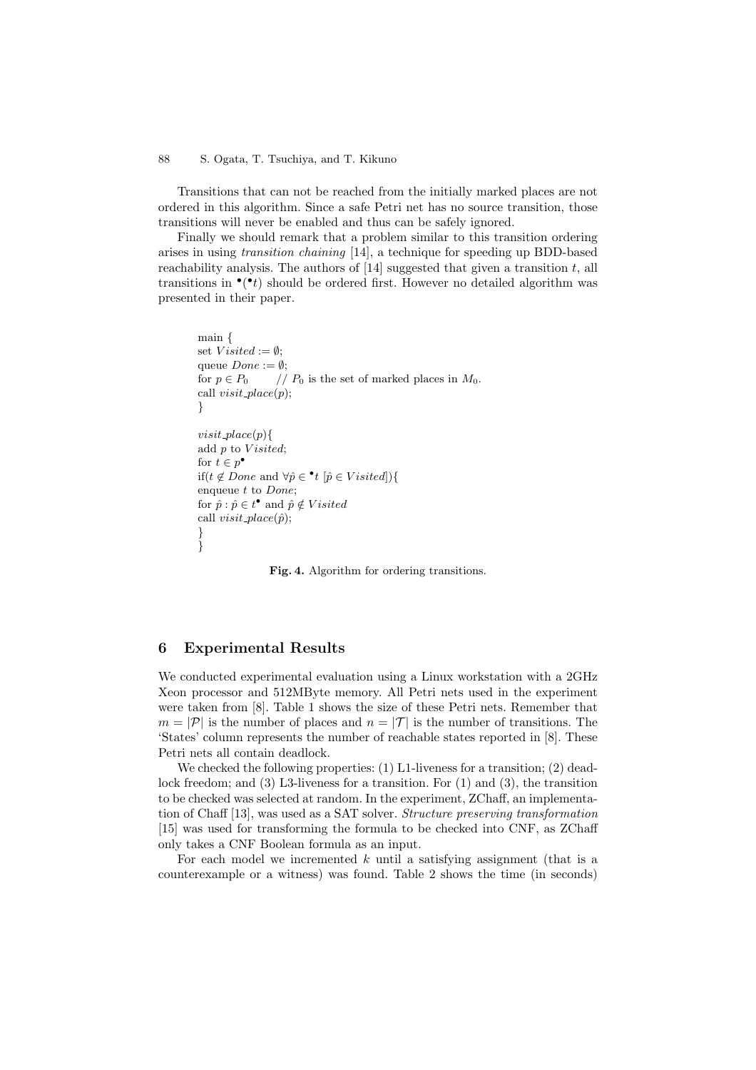Transitions that can not be reached from the initially marked places are not ordered in this algorithm. Since a safe Petri net has no source transition, those transitions will never be enabled and thus can be safely ignored.

Finally we should remark that a problem similar to this transition ordering arises in using *transition chaining* [14], a technique for speeding up BDD-based reachability analysis. The authors of [14] suggested that given a transition $t$, all transitions in $^\bullet(^\bullet t)$ should be ordered first. However no detailed algorithm was presented in their paper.

```
main {
set Visited := ∅;
queue Done := ∅;
for p ∈ P0        // P0 is the set of marked places in M0.
call visit_place(p);
}

visit_place(p){
add p to Visited;
for t ∈ p•
if(t ∉ Done and ∀p̂ ∈ •t [p̂ ∈ Visited]){
enqueue t to Done;
for p̂ : p̂ ∈ t• and p̂ ∉ Visited
call visit_place(p̂);
}
}
```

**Fig. 4.** Algorithm for ordering transitions.

## 6 Experimental Results

We conducted experimental evaluation using a Linux workstation with a 2GHz Xeon processor and 512MByte memory. All Petri nets used in the experiment were taken from [8]. Table 1 shows the size of these Petri nets. Remember that $m = |\mathcal{P}|$ is the number of places and $n = |\mathcal{T}|$ is the number of transitions. The 'States' column represents the number of reachable states reported in [8]. These Petri nets all contain deadlock.

We checked the following properties: (1) L1-liveness for a transition; (2) deadlock freedom; and (3) L3-liveness for a transition. For (1) and (3), the transition to be checked was selected at random. In the experiment, ZChaff, an implementation of Chaff [13], was used as a SAT solver. *Structure preserving transformation* [15] was used for transforming the formula to be checked into CNF, as ZChaff only takes a CNF Boolean formula as an input.

For each model we incremented $k$ until a satisfying assignment (that is a counterexample or a witness) was found. Table 2 shows the time (in seconds)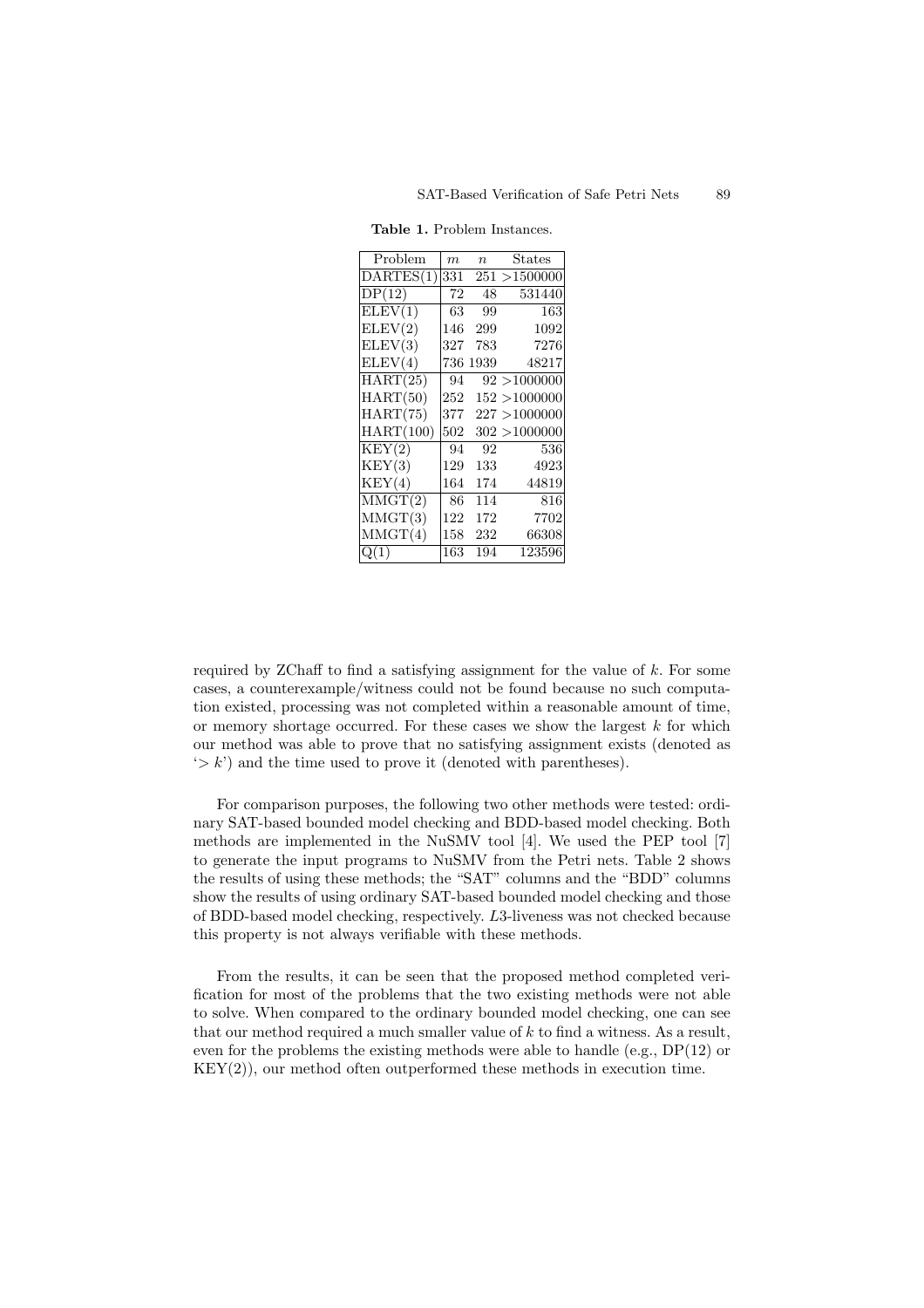**Table 1.** Problem Instances.

| Problem | $m$ | $n$ | States |
|---|---|---|---|
| DARTES(1) | 331 | 251 | >1500000 |
| DP(12) | 72 | 48 | 531440 |
| ELEV(1) | 63 | 99 | 163 |
| ELEV(2) | 146 | 299 | 1092 |
| ELEV(3) | 327 | 783 | 7276 |
| ELEV(4) | 736 | 1939 | 48217 |
| HART(25) | 94 | 92 | >1000000 |
| HART(50) | 252 | 152 | >1000000 |
| HART(75) | 377 | 227 | >1000000 |
| HART(100) | 502 | 302 | >1000000 |
| KEY(2) | 94 | 92 | 536 |
| KEY(3) | 129 | 133 | 4923 |
| KEY(4) | 164 | 174 | 44819 |
| MMGT(2) | 86 | 114 | 816 |
| MMGT(3) | 122 | 172 | 7702 |
| MMGT(4) | 158 | 232 | 66308 |
| Q(1) | 163 | 194 | 123596 |

required by ZChaff to find a satisfying assignment for the value of $k$. For some cases, a counterexample/witness could not be found because no such computation existed, processing was not completed within a reasonable amount of time, or memory shortage occurred. For these cases we show the largest $k$ for which our method was able to prove that no satisfying assignment exists (denoted as '$> k$') and the time used to prove it (denoted with parentheses).

For comparison purposes, the following two other methods were tested: ordinary SAT-based bounded model checking and BDD-based model checking. Both methods are implemented in the NuSMV tool [4]. We used the PEP tool [7] to generate the input programs to NuSMV from the Petri nets. Table 2 shows the results of using these methods; the "SAT" columns and the "BDD" columns show the results of using ordinary SAT-based bounded model checking and those of BDD-based model checking, respectively. $L3$-liveness was not checked because this property is not always verifiable with these methods.

From the results, it can be seen that the proposed method completed verification for most of the problems that the two existing methods were not able to solve. When compared to the ordinary bounded model checking, one can see that our method required a much smaller value of $k$ to find a witness. As a result, even for the problems the existing methods were able to handle (e.g., DP(12) or KEY(2)), our method often outperformed these methods in execution time.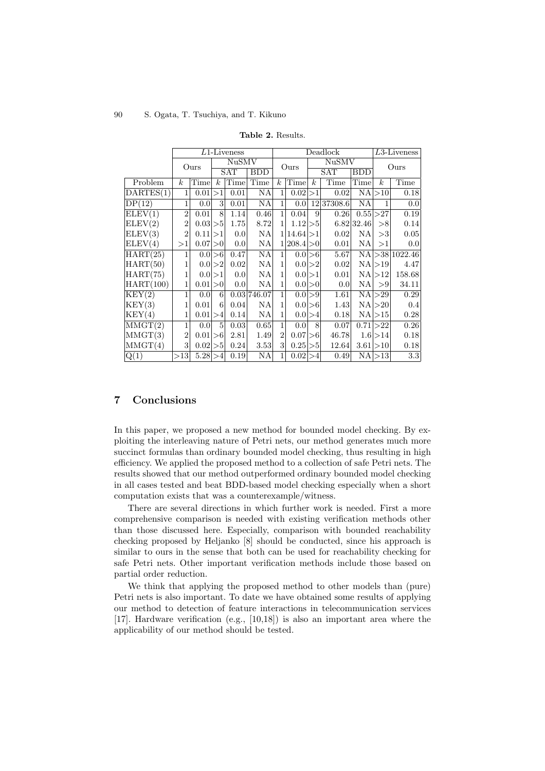**Table 2.** Results.

| | $L1$-Liveness | | | | | Deadlock | | | | | $L3$-Liveness | |
|---|---|---|---|---|---|---|---|---|---|---|---|---|
| | Ours | | NuSMV | | | Ours | | NuSMV | | | Ours | |
| | | | SAT | | BDD | | | SAT | | BDD | | |
| Problem | $k$ | Time | $k$ | Time | Time | $k$ | Time | $k$ | Time | Time | $k$ | Time |
| DARTES(1) | 1 | 0.01 | >1 | 0.01 | NA | 1 | 0.02 | >1 | 0.02 | NA | >10 | 0.18 |
| DP(12) | 1 | 0.0 | 3 | 0.01 | NA | 1 | 0.0 | 12 | 37308.6 | NA | 1 | 0.0 |
| ELEV(1) | 2 | 0.01 | 8 | 1.14 | 0.46 | 1 | 0.04 | 9 | 0.26 | 0.55 | >27 | 0.19 |
| ELEV(2) | 2 | 0.03 | >5 | 1.75 | 8.72 | 1 | 1.12 | >5 | 6.82 | 32.46 | >8 | 0.14 |
| ELEV(3) | 2 | 0.11 | >1 | 0.0 | NA | 1 | 14.64 | >1 | 0.02 | NA | >3 | 0.05 |
| ELEV(4) | >1 | 0.07 | >0 | 0.0 | NA | 1 | 208.4 | >0 | 0.01 | NA | >1 | 0.0 |
| HART(25) | 1 | 0.0 | >6 | 0.47 | NA | 1 | 0.0 | >6 | 5.67 | NA | >38 | 1022.46 |
| HART(50) | 1 | 0.0 | >2 | 0.02 | NA | 1 | 0.0 | >2 | 0.02 | NA | >19 | 4.47 |
| HART(75) | 1 | 0.0 | >1 | 0.0 | NA | 1 | 0.0 | >1 | 0.01 | NA | >12 | 158.68 |
| HART(100) | 1 | 0.01 | >0 | 0.0 | NA | 1 | 0.0 | >0 | 0.0 | NA | >9 | 34.11 |
| KEY(2) | 1 | 0.0 | 6 | 0.03 | 746.07 | 1 | 0.0 | >9 | 1.61 | NA | >29 | 0.29 |
| KEY(3) | 1 | 0.01 | 6 | 0.04 | NA | 1 | 0.0 | >6 | 1.43 | NA | >20 | 0.4 |
| KEY(4) | 1 | 0.01 | >4 | 0.14 | NA | 1 | 0.0 | >4 | 0.18 | NA | >15 | 0.28 |
| MMGT(2) | 1 | 0.0 | 5 | 0.03 | 0.65 | 1 | 0.0 | 8 | 0.07 | 0.71 | >22 | 0.26 |
| MMGT(3) | 2 | 0.01 | >6 | 2.81 | 1.49 | 2 | 0.07 | >6 | 46.78 | 1.6 | >14 | 0.18 |
| MMGT(4) | 3 | 0.02 | >5 | 0.24 | 3.53 | 3 | 0.25 | >5 | 12.64 | 3.61 | >10 | 0.18 |
| Q(1) | >13 | 5.28 | >4 | 0.19 | NA | 1 | 0.02 | >4 | 0.49 | NA | >13 | 3.3 |

## 7 Conclusions

In this paper, we proposed a new method for bounded model checking. By exploiting the interleaving nature of Petri nets, our method generates much more succinct formulas than ordinary bounded model checking, thus resulting in high efficiency. We applied the proposed method to a collection of safe Petri nets. The results showed that our method outperformed ordinary bounded model checking in all cases tested and beat BDD-based model checking especially when a short computation exists that was a counterexample/witness.

There are several directions in which further work is needed. First a more comprehensive comparison is needed with existing verification methods other than those discussed here. Especially, comparison with bounded reachability checking proposed by Heljanko [8] should be conducted, since his approach is similar to ours in the sense that both can be used for reachability checking for safe Petri nets. Other important verification methods include those based on partial order reduction.

We think that applying the proposed method to other models than (pure) Petri nets is also important. To date we have obtained some results of applying our method to detection of feature interactions in telecommunication services [17]. Hardware verification (e.g., [10,18]) is also an important area where the applicability of our method should be tested.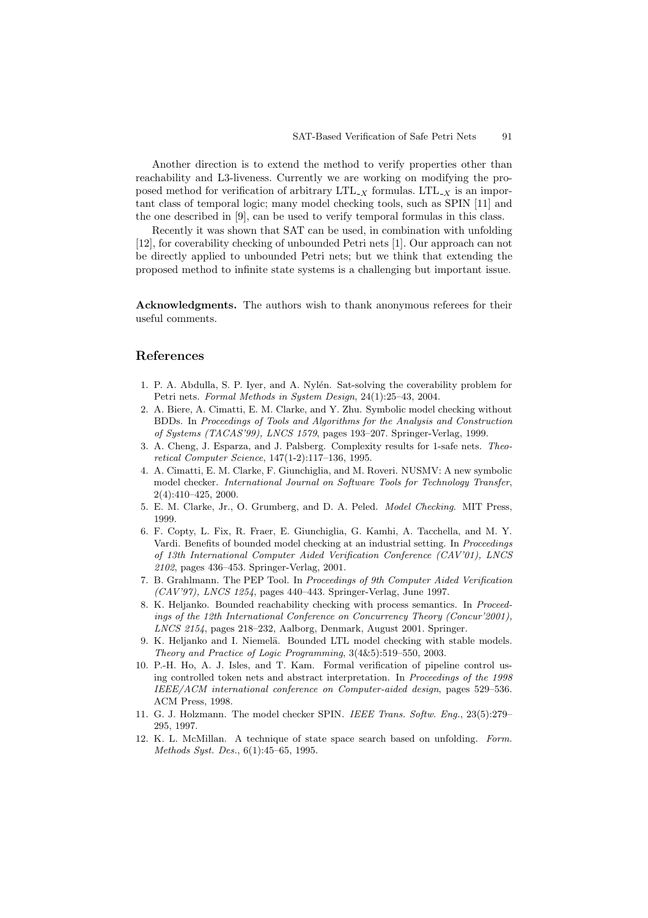Another direction is to extend the method to verify properties other than reachability and L3-liveness. Currently we are working on modifying the proposed method for verification of arbitrary $\mathrm{LTL}_{-X}$ formulas. $\mathrm{LTL}_{-X}$ is an important class of temporal logic; many model checking tools, such as SPIN [11] and the one described in [9], can be used to verify temporal formulas in this class.

Recently it was shown that SAT can be used, in combination with unfolding [12], for coverability checking of unbounded Petri nets [1]. Our approach can not be directly applied to unbounded Petri nets; but we think that extending the proposed method to infinite state systems is a challenging but important issue.

**Acknowledgments.** The authors wish to thank anonymous referees for their useful comments.

## References

1. P. A. Abdulla, S. P. Iyer, and A. Nylén. Sat-solving the coverability problem for Petri nets. *Formal Methods in System Design*, 24(1):25–43, 2004.
2. A. Biere, A. Cimatti, E. M. Clarke, and Y. Zhu. Symbolic model checking without BDDs. In *Proceedings of Tools and Algorithms for the Analysis and Construction of Systems (TACAS'99), LNCS 1579*, pages 193–207. Springer-Verlag, 1999.
3. A. Cheng, J. Esparza, and J. Palsberg. Complexity results for 1-safe nets. *Theoretical Computer Science*, 147(1-2):117–136, 1995.
4. A. Cimatti, E. M. Clarke, F. Giunchiglia, and M. Roveri. NUSMV: A new symbolic model checker. *International Journal on Software Tools for Technology Transfer*, 2(4):410–425, 2000.
5. E. M. Clarke, Jr., O. Grumberg, and D. A. Peled. *Model Checking*. MIT Press, 1999.
6. F. Copty, L. Fix, R. Fraer, E. Giunchiglia, G. Kamhi, A. Tacchella, and M. Y. Vardi. Benefits of bounded model checking at an industrial setting. In *Proceedings of 13th International Computer Aided Verification Conference (CAV'01), LNCS 2102*, pages 436–453. Springer-Verlag, 2001.
7. B. Grahlmann. The PEP Tool. In *Proceedings of 9th Computer Aided Verification (CAV'97), LNCS 1254*, pages 440–443. Springer-Verlag, June 1997.
8. K. Heljanko. Bounded reachability checking with process semantics. In *Proceedings of the 12th International Conference on Concurrency Theory (Concur'2001), LNCS 2154*, pages 218–232, Aalborg, Denmark, August 2001. Springer.
9. K. Heljanko and I. Niemelä. Bounded LTL model checking with stable models. *Theory and Practice of Logic Programming*, 3(4&5):519–550, 2003.
10. P.-H. Ho, A. J. Isles, and T. Kam. Formal verification of pipeline control using controlled token nets and abstract interpretation. In *Proceedings of the 1998 IEEE/ACM international conference on Computer-aided design*, pages 529–536. ACM Press, 1998.
11. G. J. Holzmann. The model checker SPIN. *IEEE Trans. Softw. Eng.*, 23(5):279–295, 1997.
12. K. L. McMillan. A technique of state space search based on unfolding. *Form. Methods Syst. Des.*, 6(1):45–65, 1995.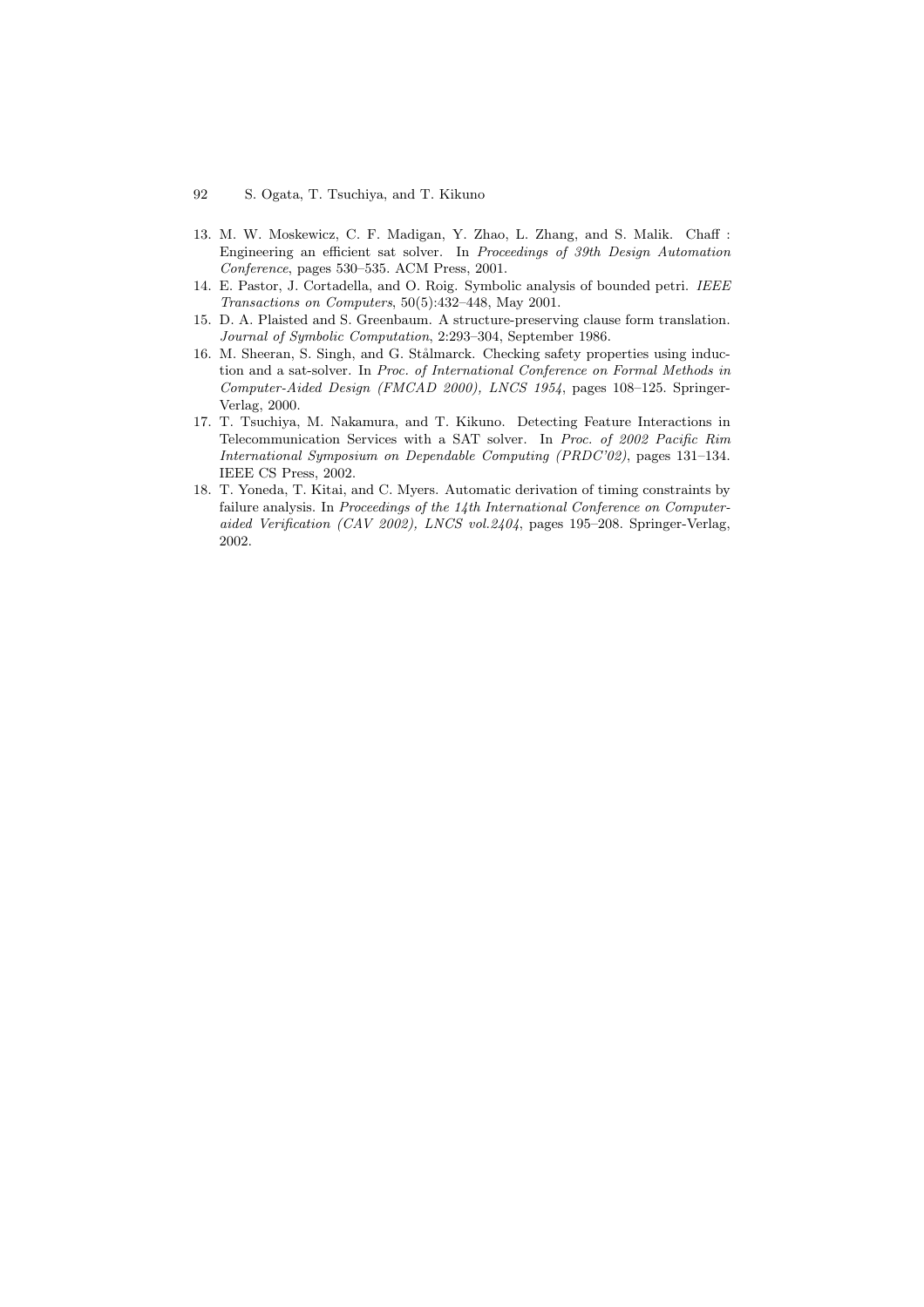13. M. W. Moskewicz, C. F. Madigan, Y. Zhao, L. Zhang, and S. Malik. Chaff : Engineering an efficient sat solver. In *Proceedings of 39th Design Automation Conference*, pages 530–535. ACM Press, 2001.
14. E. Pastor, J. Cortadella, and O. Roig. Symbolic analysis of bounded petri. *IEEE Transactions on Computers*, 50(5):432–448, May 2001.
15. D. A. Plaisted and S. Greenbaum. A structure-preserving clause form translation. *Journal of Symbolic Computation*, 2:293–304, September 1986.
16. M. Sheeran, S. Singh, and G. Stålmarck. Checking safety properties using induction and a sat-solver. In *Proc. of International Conference on Formal Methods in Computer-Aided Design (FMCAD 2000), LNCS 1954*, pages 108–125. Springer-Verlag, 2000.
17. T. Tsuchiya, M. Nakamura, and T. Kikuno. Detecting Feature Interactions in Telecommunication Services with a SAT solver. In *Proc. of 2002 Pacific Rim International Symposium on Dependable Computing (PRDC'02)*, pages 131–134. IEEE CS Press, 2002.
18. T. Yoneda, T. Kitai, and C. Myers. Automatic derivation of timing constraints by failure analysis. In *Proceedings of the 14th International Conference on Computer-aided Verification (CAV 2002), LNCS vol.2404*, pages 195–208. Springer-Verlag, 2002.